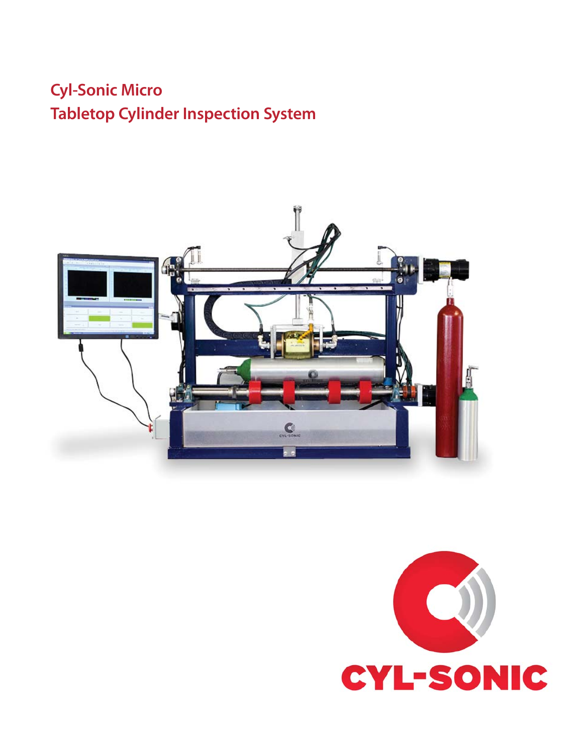# Cyl-Sonic Micro
## Tabletop Cylinder Inspection System

CYL-SONIC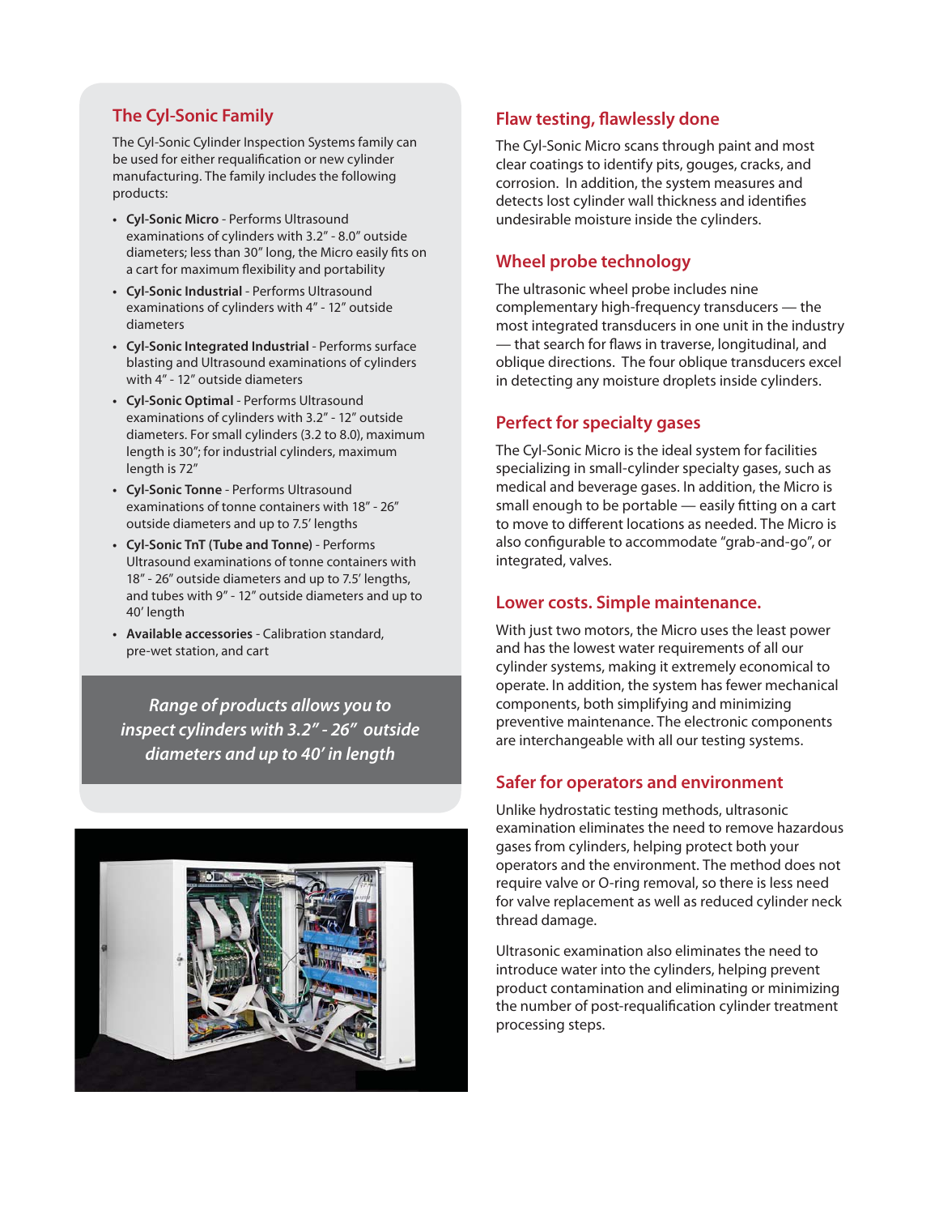## The Cyl-Sonic Family

The Cyl-Sonic Cylinder Inspection Systems family can be used for either requalification or new cylinder manufacturing. The family includes the following products:

- **Cyl-Sonic Micro** - Performs Ultrasound examinations of cylinders with 3.2" - 8.0" outside diameters; less than 30" long, the Micro easily fits on a cart for maximum flexibility and portability
- **Cyl-Sonic Industrial** - Performs Ultrasound examinations of cylinders with 4" - 12" outside diameters
- **Cyl-Sonic Integrated Industrial** - Performs surface blasting and Ultrasound examinations of cylinders with 4" - 12" outside diameters
- **Cyl-Sonic Optimal** - Performs Ultrasound examinations of cylinders with 3.2" - 12" outside diameters. For small cylinders (3.2 to 8.0), maximum length is 30"; for industrial cylinders, maximum length is 72"
- **Cyl-Sonic Tonne** - Performs Ultrasound examinations of tonne containers with 18" - 26" outside diameters and up to 7.5' lengths
- **Cyl-Sonic TnT (Tube and Tonne)** - Performs Ultrasound examinations of tonne containers with 18" - 26" outside diameters and up to 7.5' lengths, and tubes with 9" - 12" outside diameters and up to 40' length
- **Available accessories** - Calibration standard, pre-wet station, and cart

*Range of products allows you to inspect cylinders with 3.2" - 26" outside diameters and up to 40' in length*

## Flaw testing, flawlessly done

The Cyl-Sonic Micro scans through paint and most clear coatings to identify pits, gouges, cracks, and corrosion. In addition, the system measures and detects lost cylinder wall thickness and identifies undesirable moisture inside the cylinders.

## Wheel probe technology

The ultrasonic wheel probe includes nine complementary high-frequency transducers — the most integrated transducers in one unit in the industry — that search for flaws in traverse, longitudinal, and oblique directions. The four oblique transducers excel in detecting any moisture droplets inside cylinders.

## Perfect for specialty gases

The Cyl-Sonic Micro is the ideal system for facilities specializing in small-cylinder specialty gases, such as medical and beverage gases. In addition, the Micro is small enough to be portable — easily fitting on a cart to move to different locations as needed. The Micro is also configurable to accommodate "grab-and-go", or integrated, valves.

## Lower costs. Simple maintenance.

With just two motors, the Micro uses the least power and has the lowest water requirements of all our cylinder systems, making it extremely economical to operate. In addition, the system has fewer mechanical components, both simplifying and minimizing preventive maintenance. The electronic components are interchangeable with all our testing systems.

## Safer for operators and environment

Unlike hydrostatic testing methods, ultrasonic examination eliminates the need to remove hazardous gases from cylinders, helping protect both your operators and the environment. The method does not require valve or O-ring removal, so there is less need for valve replacement as well as reduced cylinder neck thread damage.

Ultrasonic examination also eliminates the need to introduce water into the cylinders, helping prevent product contamination and eliminating or minimizing the number of post-requalification cylinder treatment processing steps.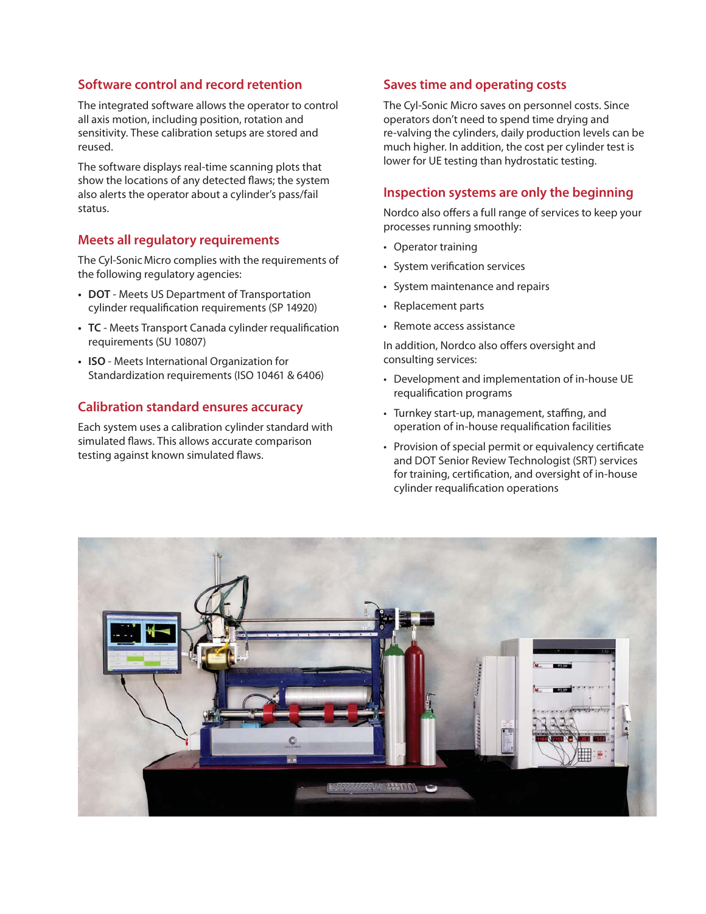## Software control and record retention

The integrated software allows the operator to control all axis motion, including position, rotation and sensitivity. These calibration setups are stored and reused.

The software displays real-time scanning plots that show the locations of any detected flaws; the system also alerts the operator about a cylinder's pass/fail status.

## Meets all regulatory requirements

The Cyl-Sonic Micro complies with the requirements of the following regulatory agencies:

- **DOT** - Meets US Department of Transportation cylinder requalification requirements (SP 14920)
- **TC** - Meets Transport Canada cylinder requalification requirements (SU 10807)
- **ISO** - Meets International Organization for Standardization requirements (ISO 10461 & 6406)

## Calibration standard ensures accuracy

Each system uses a calibration cylinder standard with simulated flaws. This allows accurate comparison testing against known simulated flaws.

## Saves time and operating costs

The Cyl-Sonic Micro saves on personnel costs. Since operators don't need to spend time drying and re-valving the cylinders, daily production levels can be much higher. In addition, the cost per cylinder test is lower for UE testing than hydrostatic testing.

## Inspection systems are only the beginning

Nordco also offers a full range of services to keep your processes running smoothly:

- Operator training
- System verification services
- System maintenance and repairs
- Replacement parts
- Remote access assistance

In addition, Nordco also offers oversight and consulting services:

- Development and implementation of in-house UE requalification programs
- Turnkey start-up, management, staffing, and operation of in-house requalification facilities
- Provision of special permit or equivalency certificate and DOT Senior Review Technologist (SRT) services for training, certification, and oversight of in-house cylinder requalification operations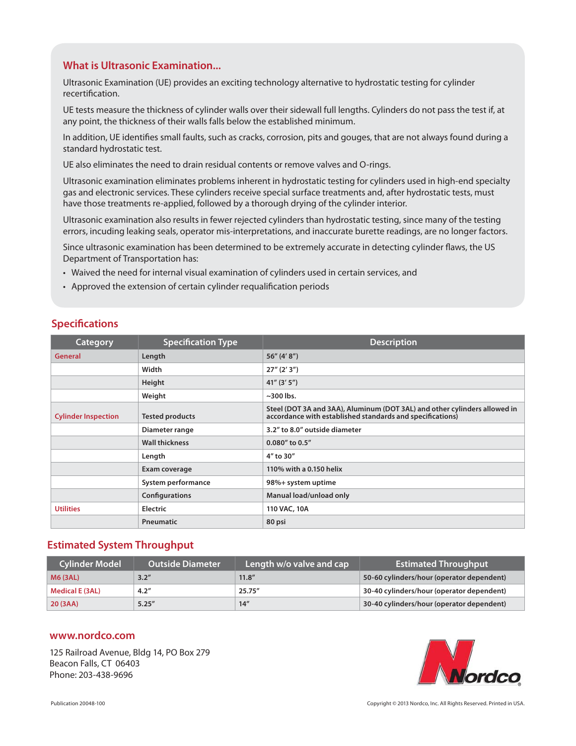## What is Ultrasonic Examination...

Ultrasonic Examination (UE) provides an exciting technology alternative to hydrostatic testing for cylinder recertification.

UE tests measure the thickness of cylinder walls over their sidewall full lengths. Cylinders do not pass the test if, at any point, the thickness of their walls falls below the established minimum.

In addition, UE identifies small faults, such as cracks, corrosion, pits and gouges, that are not always found during a standard hydrostatic test.

UE also eliminates the need to drain residual contents or remove valves and O-rings.

Ultrasonic examination eliminates problems inherent in hydrostatic testing for cylinders used in high-end specialty gas and electronic services. These cylinders receive special surface treatments and, after hydrostatic tests, must have those treatments re-applied, followed by a thorough drying of the cylinder interior.

Ultrasonic examination also results in fewer rejected cylinders than hydrostatic testing, since many of the testing errors, incuding leaking seals, operator mis-interpretations, and inaccurate burette readings, are no longer factors.

Since ultrasonic examination has been determined to be extremely accurate in detecting cylinder flaws, the US Department of Transportation has:

- Waived the need for internal visual examination of cylinders used in certain services, and
- Approved the extension of certain cylinder requalification periods

## Specifications

| Category | Specification Type | Description |
|---|---|---|
| General | Length | 56″ (4′ 8″) |
| | Width | 27″ (2′ 3″) |
| | Height | 41″ (3′ 5″) |
| | Weight | ~300 lbs. |
| Cylinder Inspection | Tested products | Steel (DOT 3A and 3AA), Aluminum (DOT 3AL) and other cylinders allowed in accordance with established standards and specifications) |
| | Diameter range | 3.2″ to 8.0″ outside diameter |
| | Wall thickness | 0.080″ to 0.5″ |
| | Length | 4″ to 30″ |
| | Exam coverage | 110% with a 0.150 helix |
| | System performance | 98%+ system uptime |
| | Configurations | Manual load/unload only |
| Utilities | Electric | 110 VAC, 10A |
| | Pneumatic | 80 psi |

## Estimated System Throughput

| Cylinder Model | Outside Diameter | Length w/o valve and cap | Estimated Throughput |
|---|---|---|---|
| M6 (3AL) | 3.2″ | 11.8″ | 50-60 cylinders/hour (operator dependent) |
| Medical E (3AL) | 4.2″ | 25.75″ | 30-40 cylinders/hour (operator dependent) |
| 20 (3AA) | 5.25″ | 14″ | 30-40 cylinders/hour (operator dependent) |

**www.nordco.com**

125 Railroad Avenue, Bldg 14, PO Box 279
Beacon Falls, CT 06403
Phone: 203-438-9696

Nordco

Publication 20048-100

Copyright © 2013 Nordco, Inc. All Rights Reserved. Printed in USA.